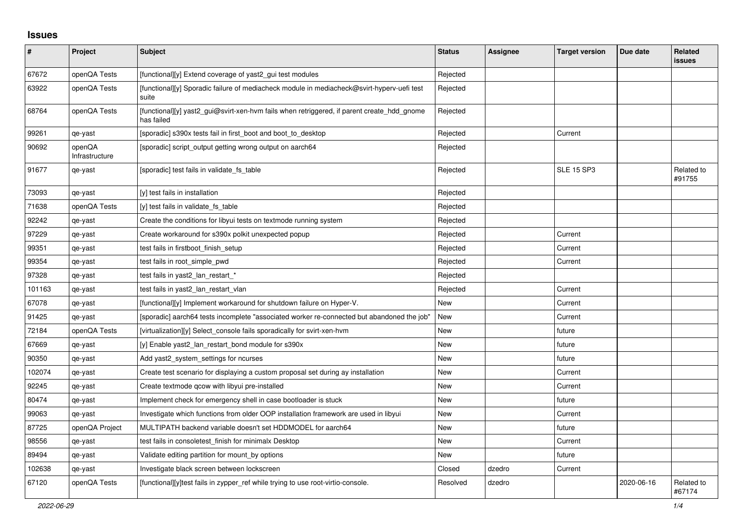## Issues

| # | Project | Subject | Status | Assignee | Target version | Due date | Related issues |
|---|---|---|---|---|---|---|---|
| 67672 | openQA Tests | [functional][y] Extend coverage of yast2_gui test modules | Rejected | | | | |
| 63922 | openQA Tests | [functional][y] Sporadic failure of mediacheck module in mediacheck@svirt-hyperv-uefi test suite | Rejected | | | | |
| 68764 | openQA Tests | [functional][y] yast2_gui@svirt-xen-hvm fails when retriggered, if parent create_hdd_gnome has failed | Rejected | | | | |
| 99261 | qe-yast | [sporadic] s390x tests fail in first_boot and boot_to_desktop | Rejected | | Current | | |
| 90692 | openQA Infrastructure | [sporadic] script_output getting wrong output on aarch64 | Rejected | | | | |
| 91677 | qe-yast | [sporadic] test fails in validate_fs_table | Rejected | | SLE 15 SP3 | | Related to #91755 |
| 73093 | qe-yast | [y] test fails in installation | Rejected | | | | |
| 71638 | openQA Tests | [y] test fails in validate_fs_table | Rejected | | | | |
| 92242 | qe-yast | Create the conditions for libyui tests on textmode running system | Rejected | | | | |
| 97229 | qe-yast | Create workaround for s390x polkit unexpected popup | Rejected | | Current | | |
| 99351 | qe-yast | test fails in firstboot_finish_setup | Rejected | | Current | | |
| 99354 | qe-yast | test fails in root_simple_pwd | Rejected | | Current | | |
| 97328 | qe-yast | test fails in yast2_lan_restart_* | Rejected | | | | |
| 101163 | qe-yast | test fails in yast2_lan_restart_vlan | Rejected | | Current | | |
| 67078 | qe-yast | [functional][y] Implement workaround for shutdown failure on Hyper-V. | New | | Current | | |
| 91425 | qe-yast | [sporadic] aarch64 tests incomplete "associated worker re-connected but abandoned the job" | New | | Current | | |
| 72184 | openQA Tests | [virtualization][y] Select_console fails sporadically for svirt-xen-hvm | New | | future | | |
| 67669 | qe-yast | [y] Enable yast2_lan_restart_bond module for s390x | New | | future | | |
| 90350 | qe-yast | Add yast2_system_settings for ncurses | New | | future | | |
| 102074 | qe-yast | Create test scenario for displaying a custom proposal set during ay installation | New | | Current | | |
| 92245 | qe-yast | Create textmode qcow with libyui pre-installed | New | | Current | | |
| 80474 | qe-yast | Implement check for emergency shell in case bootloader is stuck | New | | future | | |
| 99063 | qe-yast | Investigate which functions from older OOP installation framework are used in libyui | New | | Current | | |
| 87725 | openQA Project | MULTIPATH backend variable doesn't set HDDMODEL for aarch64 | New | | future | | |
| 98556 | qe-yast | test fails in consoletest_finish for minimalx Desktop | New | | Current | | |
| 89494 | qe-yast | Validate editing partition for mount_by options | New | | future | | |
| 102638 | qe-yast | Investigate black screen between lockscreen | Closed | dzedro | Current | | |
| 67120 | openQA Tests | [functional][y]test fails in zypper_ref while trying to use root-virtio-console. | Resolved | dzedro | | 2020-06-16 | Related to #67174 |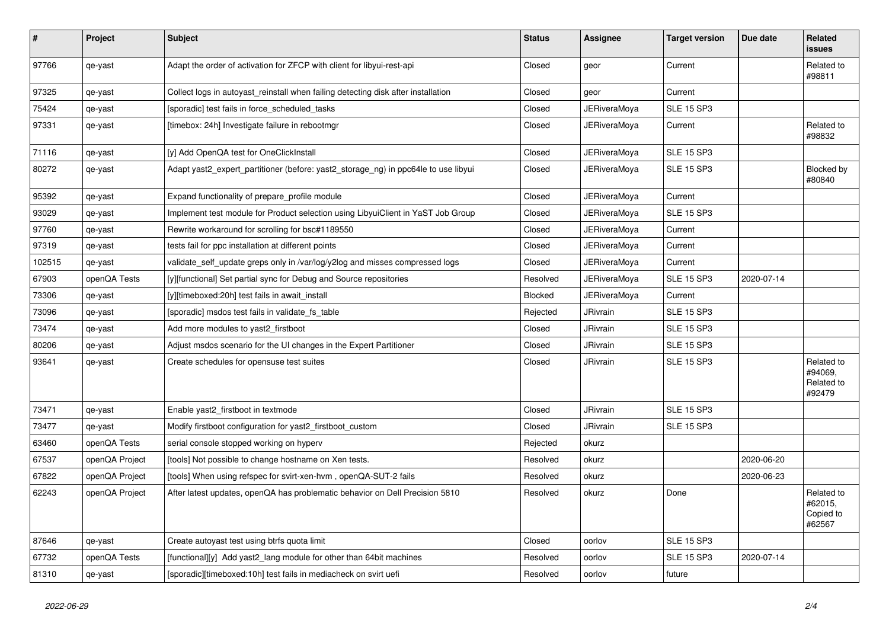| # | Project | Subject | Status | Assignee | Target version | Due date | Related issues |
|---|---|---|---|---|---|---|---|
| 97766 | qe-yast | Adapt the order of activation for ZFCP with client for libyui-rest-api | Closed | geor | Current | | Related to #98811 |
| 97325 | qe-yast | Collect logs in autoyast_reinstall when failing detecting disk after installation | Closed | geor | Current | | |
| 75424 | qe-yast | [sporadic] test fails in force_scheduled_tasks | Closed | JERiveraMoya | SLE 15 SP3 | | |
| 97331 | qe-yast | [timebox: 24h] Investigate failure in rebootmgr | Closed | JERiveraMoya | Current | | Related to #98832 |
| 71116 | qe-yast | [y] Add OpenQA test for OneClickInstall | Closed | JERiveraMoya | SLE 15 SP3 | | |
| 80272 | qe-yast | Adapt yast2_expert_partitioner (before: yast2_storage_ng) in ppc64le to use libyui | Closed | JERiveraMoya | SLE 15 SP3 | | Blocked by #80840 |
| 95392 | qe-yast | Expand functionality of prepare_profile module | Closed | JERiveraMoya | Current | | |
| 93029 | qe-yast | Implement test module for Product selection using LibyuiClient in YaST Job Group | Closed | JERiveraMoya | SLE 15 SP3 | | |
| 97760 | qe-yast | Rewrite workaround for scrolling for bsc#1189550 | Closed | JERiveraMoya | Current | | |
| 97319 | qe-yast | tests fail for ppc installation at different points | Closed | JERiveraMoya | Current | | |
| 102515 | qe-yast | validate_self_update greps only in /var/log/y2log and misses compressed logs | Closed | JERiveraMoya | Current | | |
| 67903 | openQA Tests | [y][functional] Set partial sync for Debug and Source repositories | Resolved | JERiveraMoya | SLE 15 SP3 | 2020-07-14 | |
| 73306 | qe-yast | [y][timeboxed:20h] test fails in await_install | Blocked | JERiveraMoya | Current | | |
| 73096 | qe-yast | [sporadic] msdos test fails in validate_fs_table | Rejected | JRivrain | SLE 15 SP3 | | |
| 73474 | qe-yast | Add more modules to yast2_firstboot | Closed | JRivrain | SLE 15 SP3 | | |
| 80206 | qe-yast | Adjust msdos scenario for the UI changes in the Expert Partitioner | Closed | JRivrain | SLE 15 SP3 | | |
| 93641 | qe-yast | Create schedules for opensuse test suites | Closed | JRivrain | SLE 15 SP3 | | Related to #94069, Related to #92479 |
| 73471 | qe-yast | Enable yast2_firstboot in textmode | Closed | JRivrain | SLE 15 SP3 | | |
| 73477 | qe-yast | Modify firstboot configuration for yast2_firstboot_custom | Closed | JRivrain | SLE 15 SP3 | | |
| 63460 | openQA Tests | serial console stopped working on hyperv | Rejected | okurz | | | |
| 67537 | openQA Project | [tools] Not possible to change hostname on Xen tests. | Resolved | okurz | | 2020-06-20 | |
| 67822 | openQA Project | [tools] When using refspec for svirt-xen-hvm , openQA-SUT-2 fails | Resolved | okurz | | 2020-06-23 | |
| 62243 | openQA Project | After latest updates, openQA has problematic behavior on Dell Precision 5810 | Resolved | okurz | Done | | Related to #62015, Copied to #62567 |
| 87646 | qe-yast | Create autoyast test using btrfs quota limit | Closed | oorlov | SLE 15 SP3 | | |
| 67732 | openQA Tests | [functional][y] Add yast2_lang module for other than 64bit machines | Resolved | oorlov | SLE 15 SP3 | 2020-07-14 | |
| 81310 | qe-yast | [sporadic][timeboxed:10h] test fails in mediacheck on svirt uefi | Resolved | oorlov | future | | |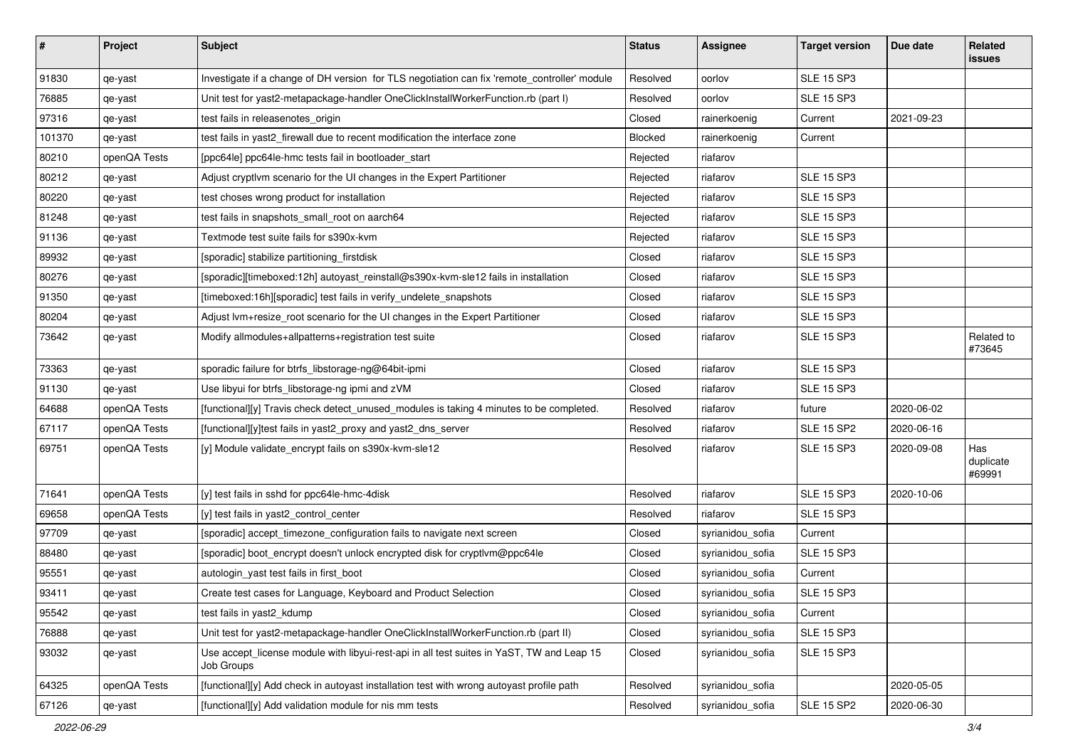| # | Project | Subject | Status | Assignee | Target version | Due date | Related issues |
|---|---|---|---|---|---|---|---|
| 91830 | qe-yast | Investigate if a change of DH version for TLS negotiation can fix 'remote_controller' module | Resolved | oorlov | SLE 15 SP3 | | |
| 76885 | qe-yast | Unit test for yast2-metapackage-handler OneClickInstallWorkerFunction.rb (part I) | Resolved | oorlov | SLE 15 SP3 | | |
| 97316 | qe-yast | test fails in releasenotes_origin | Closed | rainerkoenig | Current | 2021-09-23 | |
| 101370 | qe-yast | test fails in yast2_firewall due to recent modification the interface zone | Blocked | rainerkoenig | Current | | |
| 80210 | openQA Tests | [ppc64le] ppc64le-hmc tests fail in bootloader_start | Rejected | riafarov | | | |
| 80212 | qe-yast | Adjust cryptlvm scenario for the UI changes in the Expert Partitioner | Rejected | riafarov | SLE 15 SP3 | | |
| 80220 | qe-yast | test choses wrong product for installation | Rejected | riafarov | SLE 15 SP3 | | |
| 81248 | qe-yast | test fails in snapshots_small_root on aarch64 | Rejected | riafarov | SLE 15 SP3 | | |
| 91136 | qe-yast | Textmode test suite fails for s390x-kvm | Rejected | riafarov | SLE 15 SP3 | | |
| 89932 | qe-yast | [sporadic] stabilize partitioning_firstdisk | Closed | riafarov | SLE 15 SP3 | | |
| 80276 | qe-yast | [sporadic][timeboxed:12h] autoyast_reinstall@s390x-kvm-sle12 fails in installation | Closed | riafarov | SLE 15 SP3 | | |
| 91350 | qe-yast | [timeboxed:16h][sporadic] test fails in verify_undelete_snapshots | Closed | riafarov | SLE 15 SP3 | | |
| 80204 | qe-yast | Adjust lvm+resize_root scenario for the UI changes in the Expert Partitioner | Closed | riafarov | SLE 15 SP3 | | |
| 73642 | qe-yast | Modify allmodules+allpatterns+registration test suite | Closed | riafarov | SLE 15 SP3 | | Related to #73645 |
| 73363 | qe-yast | sporadic failure for btrfs_libstorage-ng@64bit-ipmi | Closed | riafarov | SLE 15 SP3 | | |
| 91130 | qe-yast | Use libyui for btrfs_libstorage-ng ipmi and zVM | Closed | riafarov | SLE 15 SP3 | | |
| 64688 | openQA Tests | [functional][y] Travis check detect_unused_modules is taking 4 minutes to be completed. | Resolved | riafarov | future | 2020-06-02 | |
| 67117 | openQA Tests | [functional][y]test fails in yast2_proxy and yast2_dns_server | Resolved | riafarov | SLE 15 SP2 | 2020-06-16 | |
| 69751 | openQA Tests | [y] Module validate_encrypt fails on s390x-kvm-sle12 | Resolved | riafarov | SLE 15 SP3 | 2020-09-08 | Has duplicate #69991 |
| 71641 | openQA Tests | [y] test fails in sshd for ppc64le-hmc-4disk | Resolved | riafarov | SLE 15 SP3 | 2020-10-06 | |
| 69658 | openQA Tests | [y] test fails in yast2_control_center | Resolved | riafarov | SLE 15 SP3 | | |
| 97709 | qe-yast | [sporadic] accept_timezone_configuration fails to navigate next screen | Closed | syrianidou_sofia | Current | | |
| 88480 | qe-yast | [sporadic] boot_encrypt doesn't unlock encrypted disk for cryptlvm@ppc64le | Closed | syrianidou_sofia | SLE 15 SP3 | | |
| 95551 | qe-yast | autologin_yast test fails in first_boot | Closed | syrianidou_sofia | Current | | |
| 93411 | qe-yast | Create test cases for Language, Keyboard and Product Selection | Closed | syrianidou_sofia | SLE 15 SP3 | | |
| 95542 | qe-yast | test fails in yast2_kdump | Closed | syrianidou_sofia | Current | | |
| 76888 | qe-yast | Unit test for yast2-metapackage-handler OneClickInstallWorkerFunction.rb (part II) | Closed | syrianidou_sofia | SLE 15 SP3 | | |
| 93032 | qe-yast | Use accept_license module with libyui-rest-api in all test suites in YaST, TW and Leap 15 Job Groups | Closed | syrianidou_sofia | SLE 15 SP3 | | |
| 64325 | openQA Tests | [functional][y] Add check in autoyast installation test with wrong autoyast profile path | Resolved | syrianidou_sofia | | 2020-05-05 | |
| 67126 | qe-yast | [functional][y] Add validation module for nis mm tests | Resolved | syrianidou_sofia | SLE 15 SP2 | 2020-06-30 | |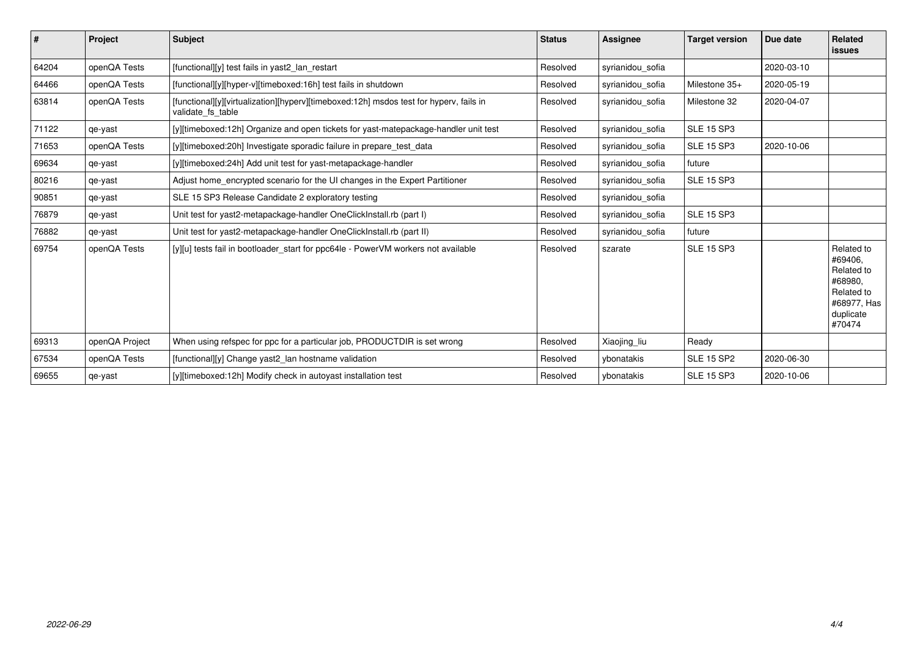| # | Project | Subject | Status | Assignee | Target version | Due date | Related issues |
|---|---|---|---|---|---|---|---|
| 64204 | openQA Tests | [functional][y] test fails in yast2_lan_restart | Resolved | syrianidou_sofia | | 2020-03-10 | |
| 64466 | openQA Tests | [functional][y][hyper-v][timeboxed:16h] test fails in shutdown | Resolved | syrianidou_sofia | Milestone 35+ | 2020-05-19 | |
| 63814 | openQA Tests | [functional][y][virtualization][hyperv][timeboxed:12h] msdos test for hyperv, fails in validate_fs_table | Resolved | syrianidou_sofia | Milestone 32 | 2020-04-07 | |
| 71122 | qe-yast | [y][timeboxed:12h] Organize and open tickets for yast-matepackage-handler unit test | Resolved | syrianidou_sofia | SLE 15 SP3 | | |
| 71653 | openQA Tests | [y][timeboxed:20h] Investigate sporadic failure in prepare_test_data | Resolved | syrianidou_sofia | SLE 15 SP3 | 2020-10-06 | |
| 69634 | qe-yast | [y][timeboxed:24h] Add unit test for yast-metapackage-handler | Resolved | syrianidou_sofia | future | | |
| 80216 | qe-yast | Adjust home_encrypted scenario for the UI changes in the Expert Partitioner | Resolved | syrianidou_sofia | SLE 15 SP3 | | |
| 90851 | qe-yast | SLE 15 SP3 Release Candidate 2 exploratory testing | Resolved | syrianidou_sofia | | | |
| 76879 | qe-yast | Unit test for yast2-metapackage-handler OneClickInstall.rb (part I) | Resolved | syrianidou_sofia | SLE 15 SP3 | | |
| 76882 | qe-yast | Unit test for yast2-metapackage-handler OneClickInstall.rb (part II) | Resolved | syrianidou_sofia | future | | |
| 69754 | openQA Tests | [y][u] tests fail in bootloader_start for ppc64le - PowerVM workers not available | Resolved | szarate | SLE 15 SP3 | | Related to #69406, Related to #68980, Related to #68977, Has duplicate #70474 |
| 69313 | openQA Project | When using refspec for ppc for a particular job, PRODUCTDIR is set wrong | Resolved | Xiaojing_liu | Ready | | |
| 67534 | openQA Tests | [functional][y] Change yast2_lan hostname validation | Resolved | ybonatakis | SLE 15 SP2 | 2020-06-30 | |
| 69655 | qe-yast | [y][timeboxed:12h] Modify check in autoyast installation test | Resolved | ybonatakis | SLE 15 SP3 | 2020-10-06 | |